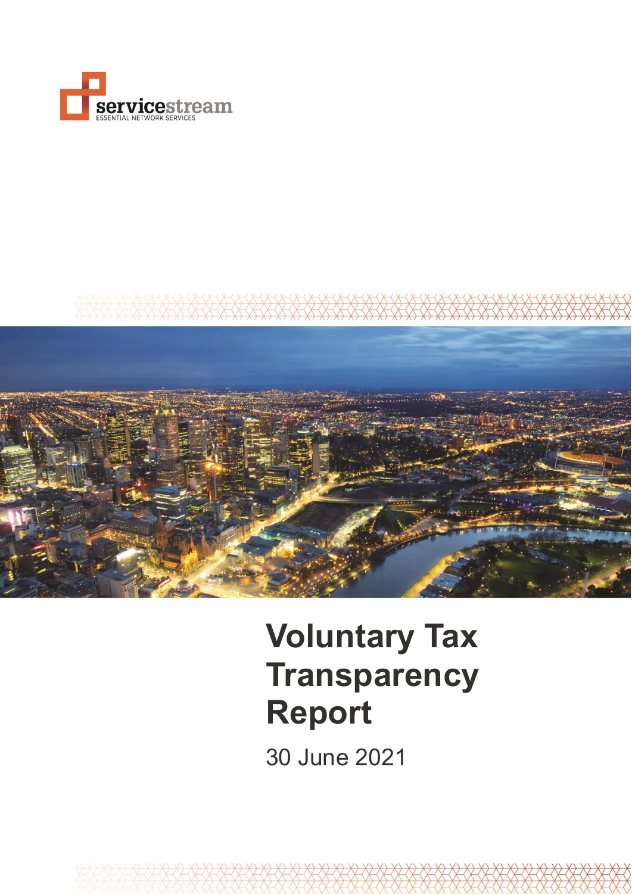servicestream
ESSENTIAL NETWORK SERVICES

# Voluntary Tax Transparency Report

30 June 2021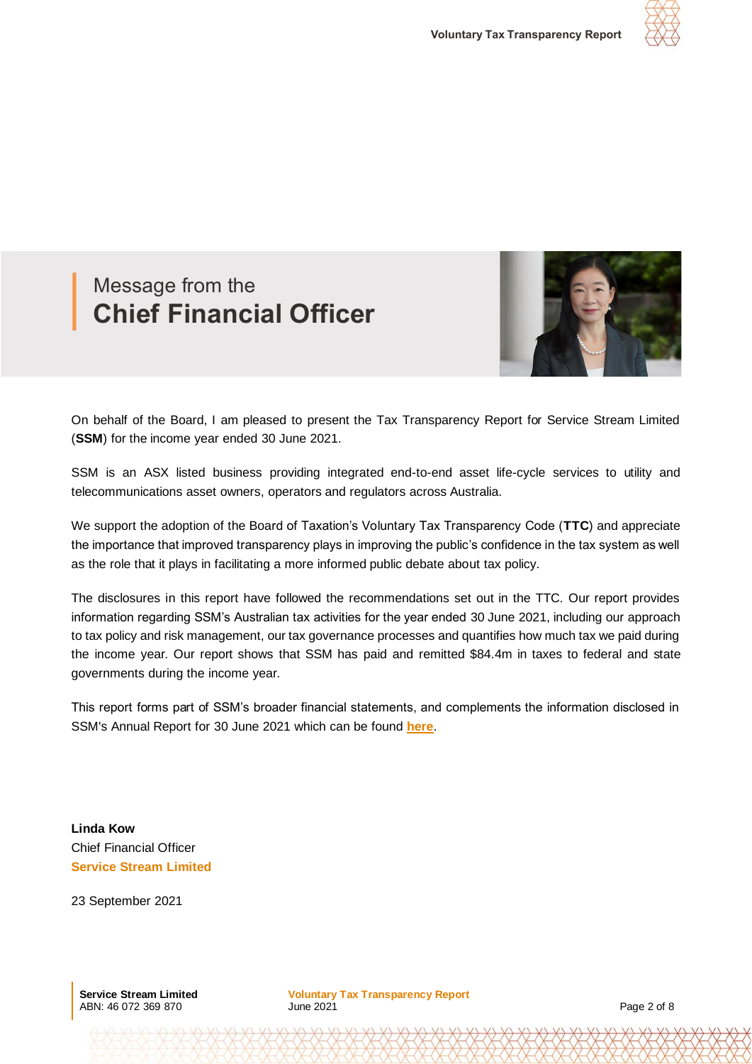## Message from the **Chief Financial Officer**

On behalf of the Board, I am pleased to present the Tax Transparency Report for Service Stream Limited (**SSM**) for the income year ended 30 June 2021.

SSM is an ASX listed business providing integrated end-to-end asset life-cycle services to utility and telecommunications asset owners, operators and regulators across Australia.

We support the adoption of the Board of Taxation's Voluntary Tax Transparency Code (**TTC**) and appreciate the importance that improved transparency plays in improving the public's confidence in the tax system as well as the role that it plays in facilitating a more informed public debate about tax policy.

The disclosures in this report have followed the recommendations set out in the TTC. Our report provides information regarding SSM's Australian tax activities for the year ended 30 June 2021, including our approach to tax policy and risk management, our tax governance processes and quantifies how much tax we paid during the income year. Our report shows that SSM has paid and remitted $84.4m in taxes to federal and state governments during the income year.

This report forms part of SSM's broader financial statements, and complements the information disclosed in SSM's Annual Report for 30 June 2021 which can be found **here**.

**Linda Kow**
Chief Financial Officer
**Service Stream Limited**

23 September 2021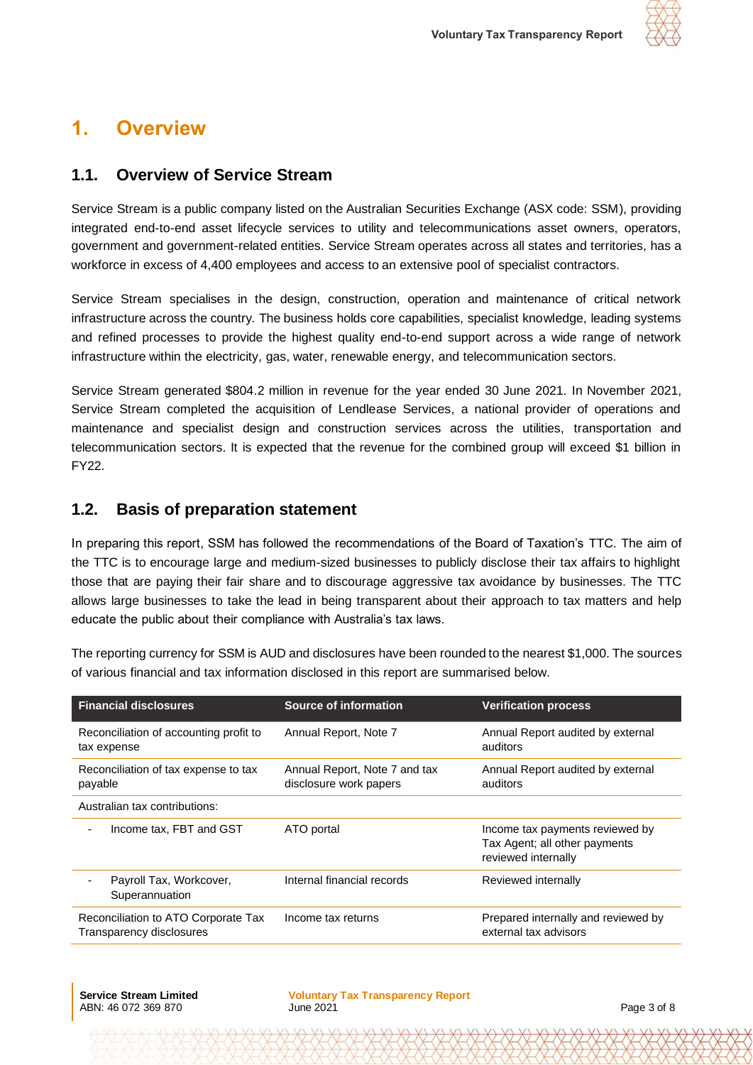# 1. Overview

## 1.1. Overview of Service Stream

Service Stream is a public company listed on the Australian Securities Exchange (ASX code: SSM), providing integrated end-to-end asset lifecycle services to utility and telecommunications asset owners, operators, government and government-related entities. Service Stream operates across all states and territories, has a workforce in excess of 4,400 employees and access to an extensive pool of specialist contractors.

Service Stream specialises in the design, construction, operation and maintenance of critical network infrastructure across the country. The business holds core capabilities, specialist knowledge, leading systems and refined processes to provide the highest quality end-to-end support across a wide range of network infrastructure within the electricity, gas, water, renewable energy, and telecommunication sectors.

Service Stream generated $804.2 million in revenue for the year ended 30 June 2021. In November 2021, Service Stream completed the acquisition of Lendlease Services, a national provider of operations and maintenance and specialist design and construction services across the utilities, transportation and telecommunication sectors. It is expected that the revenue for the combined group will exceed $1 billion in FY22.

## 1.2. Basis of preparation statement

In preparing this report, SSM has followed the recommendations of the Board of Taxation's TTC. The aim of the TTC is to encourage large and medium-sized businesses to publicly disclose their tax affairs to highlight those that are paying their fair share and to discourage aggressive tax avoidance by businesses. The TTC allows large businesses to take the lead in being transparent about their approach to tax matters and help educate the public about their compliance with Australia's tax laws.

The reporting currency for SSM is AUD and disclosures have been rounded to the nearest $1,000. The sources of various financial and tax information disclosed in this report are summarised below.

| Financial disclosures | Source of information | Verification process |
|---|---|---|
| Reconciliation of accounting profit to tax expense | Annual Report, Note 7 | Annual Report audited by external auditors |
| Reconciliation of tax expense to tax payable | Annual Report, Note 7 and tax disclosure work papers | Annual Report audited by external auditors |
| Australian tax contributions: | | |
| - Income tax, FBT and GST | ATO portal | Income tax payments reviewed by Tax Agent; all other payments reviewed internally |
| - Payroll Tax, Workcover, Superannuation | Internal financial records | Reviewed internally |
| Reconciliation to ATO Corporate Tax Transparency disclosures | Income tax returns | Prepared internally and reviewed by external tax advisors |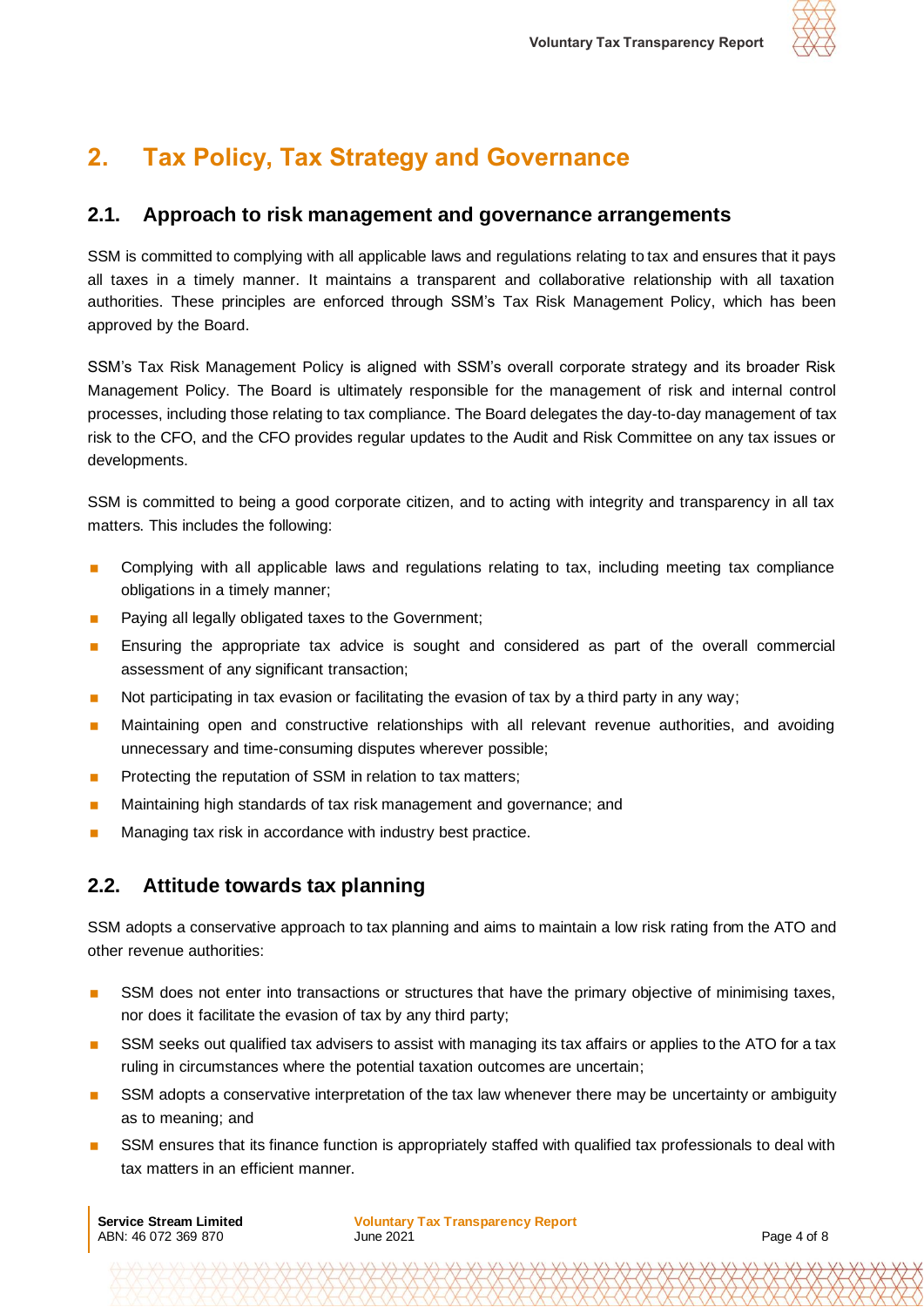# 2. Tax Policy, Tax Strategy and Governance

## 2.1. Approach to risk management and governance arrangements

SSM is committed to complying with all applicable laws and regulations relating to tax and ensures that it pays all taxes in a timely manner. It maintains a transparent and collaborative relationship with all taxation authorities. These principles are enforced through SSM's Tax Risk Management Policy, which has been approved by the Board.

SSM's Tax Risk Management Policy is aligned with SSM's overall corporate strategy and its broader Risk Management Policy. The Board is ultimately responsible for the management of risk and internal control processes, including those relating to tax compliance. The Board delegates the day-to-day management of tax risk to the CFO, and the CFO provides regular updates to the Audit and Risk Committee on any tax issues or developments.

SSM is committed to being a good corporate citizen, and to acting with integrity and transparency in all tax matters. This includes the following:

- Complying with all applicable laws and regulations relating to tax, including meeting tax compliance obligations in a timely manner;
- Paying all legally obligated taxes to the Government;
- Ensuring the appropriate tax advice is sought and considered as part of the overall commercial assessment of any significant transaction;
- Not participating in tax evasion or facilitating the evasion of tax by a third party in any way;
- Maintaining open and constructive relationships with all relevant revenue authorities, and avoiding unnecessary and time-consuming disputes wherever possible;
- Protecting the reputation of SSM in relation to tax matters;
- Maintaining high standards of tax risk management and governance; and
- Managing tax risk in accordance with industry best practice.

## 2.2. Attitude towards tax planning

SSM adopts a conservative approach to tax planning and aims to maintain a low risk rating from the ATO and other revenue authorities:

- SSM does not enter into transactions or structures that have the primary objective of minimising taxes, nor does it facilitate the evasion of tax by any third party;
- SSM seeks out qualified tax advisers to assist with managing its tax affairs or applies to the ATO for a tax ruling in circumstances where the potential taxation outcomes are uncertain;
- SSM adopts a conservative interpretation of the tax law whenever there may be uncertainty or ambiguity as to meaning; and
- SSM ensures that its finance function is appropriately staffed with qualified tax professionals to deal with tax matters in an efficient manner.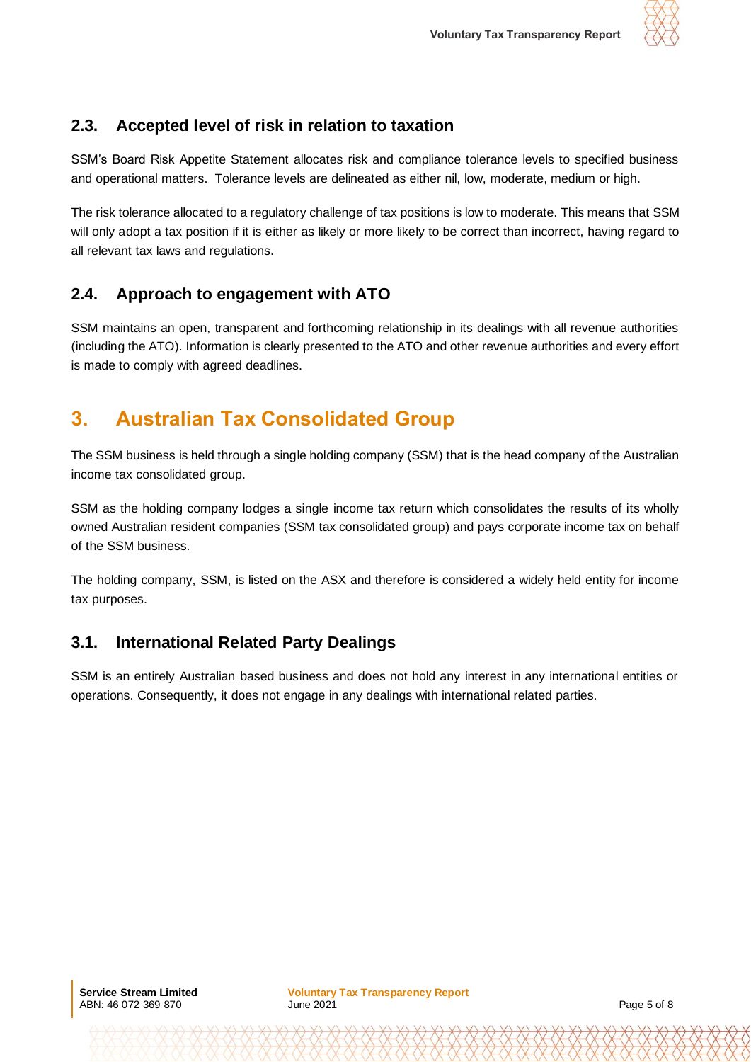### 2.3. Accepted level of risk in relation to taxation

SSM's Board Risk Appetite Statement allocates risk and compliance tolerance levels to specified business and operational matters. Tolerance levels are delineated as either nil, low, moderate, medium or high.

The risk tolerance allocated to a regulatory challenge of tax positions is low to moderate. This means that SSM will only adopt a tax position if it is either as likely or more likely to be correct than incorrect, having regard to all relevant tax laws and regulations.

### 2.4. Approach to engagement with ATO

SSM maintains an open, transparent and forthcoming relationship in its dealings with all revenue authorities (including the ATO). Information is clearly presented to the ATO and other revenue authorities and every effort is made to comply with agreed deadlines.

## 3. Australian Tax Consolidated Group

The SSM business is held through a single holding company (SSM) that is the head company of the Australian income tax consolidated group.

SSM as the holding company lodges a single income tax return which consolidates the results of its wholly owned Australian resident companies (SSM tax consolidated group) and pays corporate income tax on behalf of the SSM business.

The holding company, SSM, is listed on the ASX and therefore is considered a widely held entity for income tax purposes.

### 3.1. International Related Party Dealings

SSM is an entirely Australian based business and does not hold any interest in any international entities or operations. Consequently, it does not engage in any dealings with international related parties.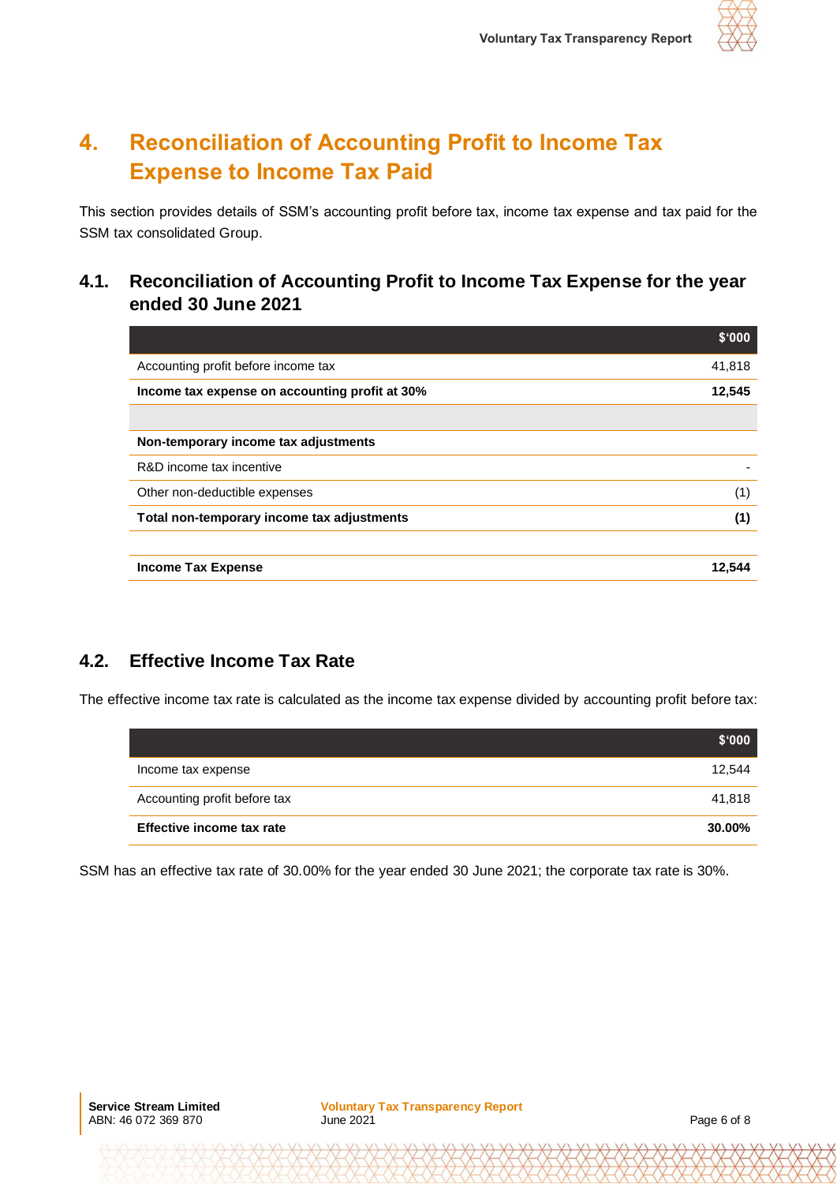# 4. Reconciliation of Accounting Profit to Income Tax Expense to Income Tax Paid

This section provides details of SSM's accounting profit before tax, income tax expense and tax paid for the SSM tax consolidated Group.

## 4.1. Reconciliation of Accounting Profit to Income Tax Expense for the year ended 30 June 2021

| | $'000 |
|---|---|
| Accounting profit before income tax | 41,818 |
| **Income tax expense on accounting profit at 30%** | **12,545** |
| | |
| **Non-temporary income tax adjustments** | |
| R&D income tax incentive | - |
| Other non-deductible expenses | (1) |
| **Total non-temporary income tax adjustments** | **(1)** |
| | |
| **Income Tax Expense** | **12,544** |

## 4.2. Effective Income Tax Rate

The effective income tax rate is calculated as the income tax expense divided by accounting profit before tax:

| | $'000 |
|---|---|
| Income tax expense | 12,544 |
| Accounting profit before tax | 41,818 |
| **Effective income tax rate** | **30.00%** |

SSM has an effective tax rate of 30.00% for the year ended 30 June 2021; the corporate tax rate is 30%.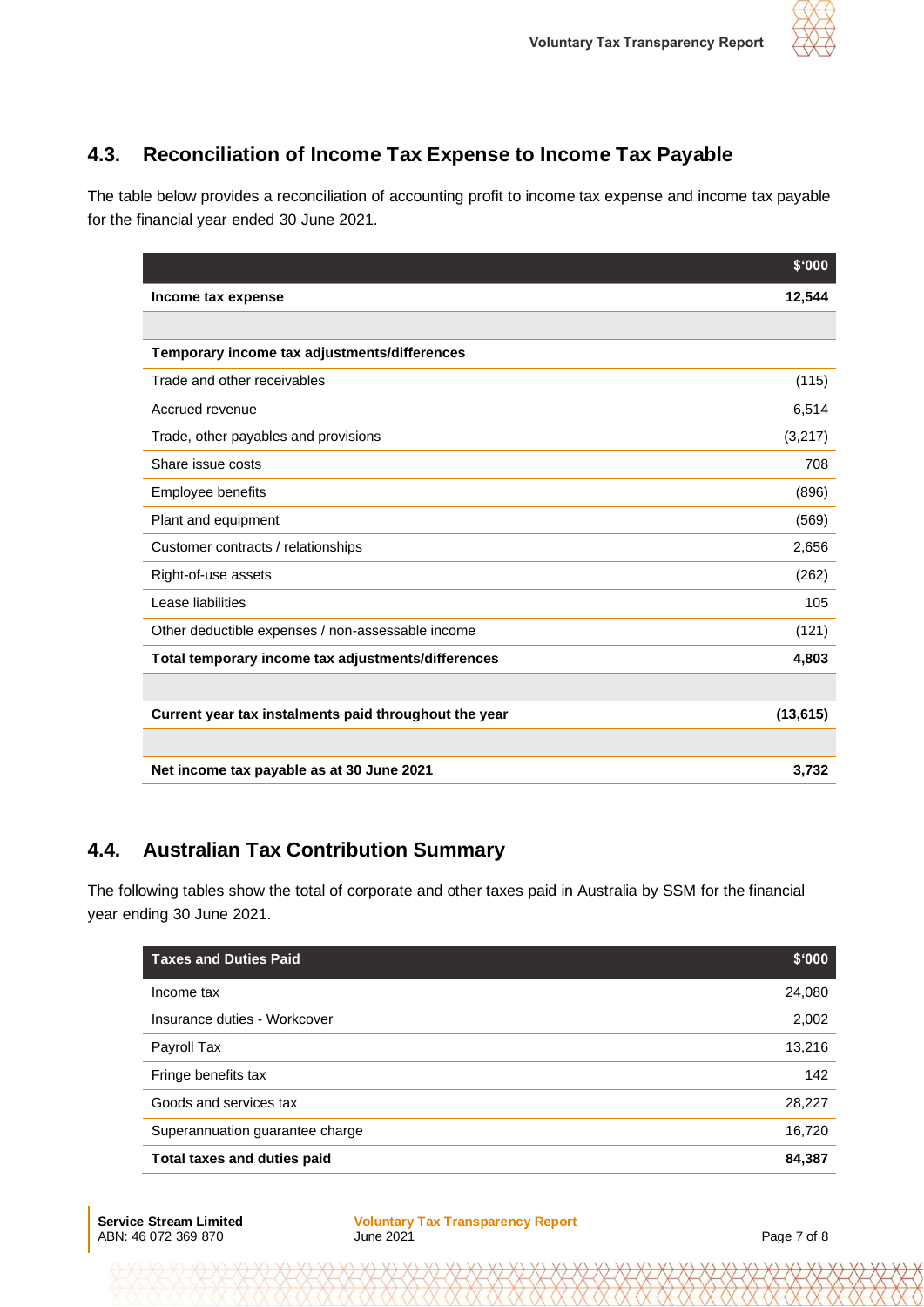## 4.3. Reconciliation of Income Tax Expense to Income Tax Payable

The table below provides a reconciliation of accounting profit to income tax expense and income tax payable for the financial year ended 30 June 2021.

| | $'000 |
|---|---|
| **Income tax expense** | **12,544** |
| | |
| **Temporary income tax adjustments/differences** | |
| Trade and other receivables | (115) |
| Accrued revenue | 6,514 |
| Trade, other payables and provisions | (3,217) |
| Share issue costs | 708 |
| Employee benefits | (896) |
| Plant and equipment | (569) |
| Customer contracts / relationships | 2,656 |
| Right-of-use assets | (262) |
| Lease liabilities | 105 |
| Other deductible expenses / non-assessable income | (121) |
| **Total temporary income tax adjustments/differences** | **4,803** |
| | |
| **Current year tax instalments paid throughout the year** | **(13,615)** |
| | |
| **Net income tax payable as at 30 June 2021** | **3,732** |

## 4.4. Australian Tax Contribution Summary

The following tables show the total of corporate and other taxes paid in Australia by SSM for the financial year ending 30 June 2021.

| Taxes and Duties Paid | $'000 |
|---|---|
| Income tax | 24,080 |
| Insurance duties - Workcover | 2,002 |
| Payroll Tax | 13,216 |
| Fringe benefits tax | 142 |
| Goods and services tax | 28,227 |
| Superannuation guarantee charge | 16,720 |
| **Total taxes and duties paid** | **84,387** |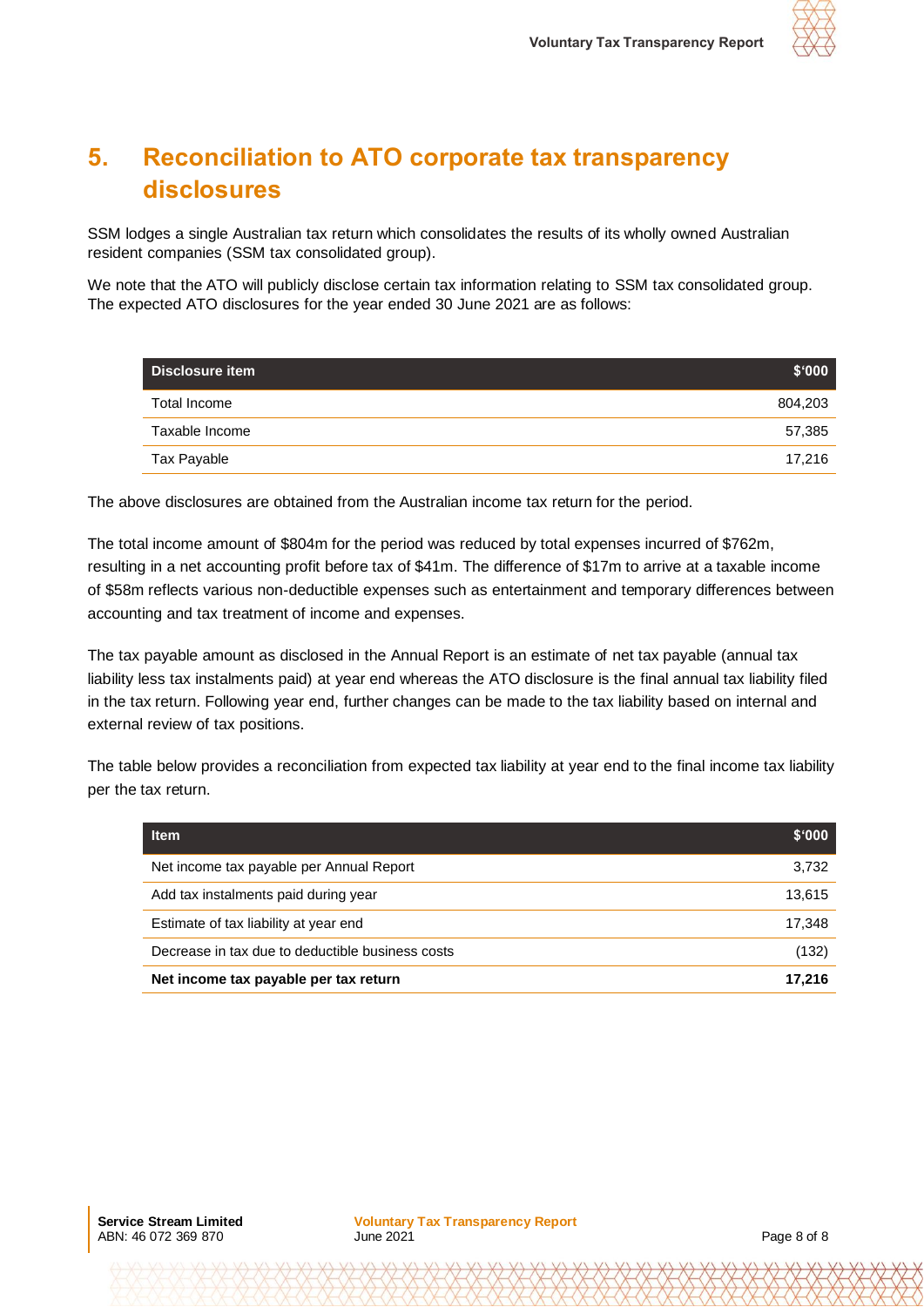# 5. Reconciliation to ATO corporate tax transparency disclosures

SSM lodges a single Australian tax return which consolidates the results of its wholly owned Australian resident companies (SSM tax consolidated group).

We note that the ATO will publicly disclose certain tax information relating to SSM tax consolidated group. The expected ATO disclosures for the year ended 30 June 2021 are as follows:

| Disclosure item | $'000 |
| --- | --- |
| Total Income | 804,203 |
| Taxable Income | 57,385 |
| Tax Payable | 17,216 |

The above disclosures are obtained from the Australian income tax return for the period.

The total income amount of $804m for the period was reduced by total expenses incurred of $762m, resulting in a net accounting profit before tax of $41m. The difference of $17m to arrive at a taxable income of $58m reflects various non-deductible expenses such as entertainment and temporary differences between accounting and tax treatment of income and expenses.

The tax payable amount as disclosed in the Annual Report is an estimate of net tax payable (annual tax liability less tax instalments paid) at year end whereas the ATO disclosure is the final annual tax liability filed in the tax return. Following year end, further changes can be made to the tax liability based on internal and external review of tax positions.

The table below provides a reconciliation from expected tax liability at year end to the final income tax liability per the tax return.

| Item | $'000 |
| --- | --- |
| Net income tax payable per Annual Report | 3,732 |
| Add tax instalments paid during year | 13,615 |
| Estimate of tax liability at year end | 17,348 |
| Decrease in tax due to deductible business costs | (132) |
| **Net income tax payable per tax return** | **17,216** |